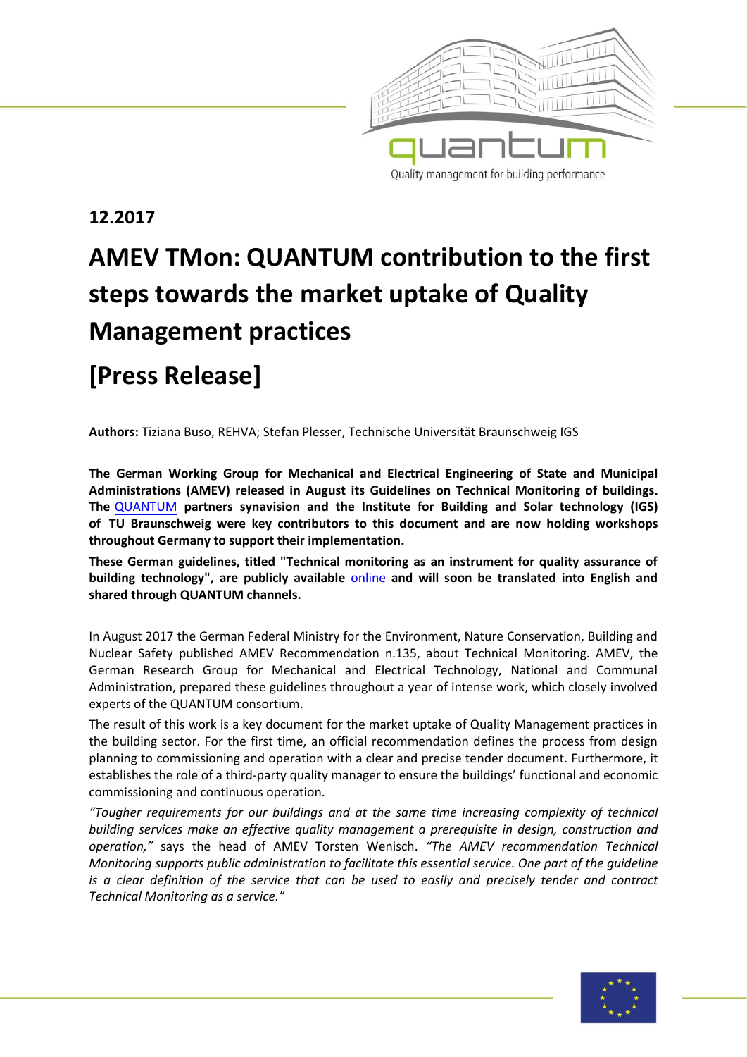12.2017

# AMEV TMon: QUANTUM contribution to the first steps towards the market uptake of Quality Management practices

# [Press Release]

**Authors:** Tiziana Buso, REHVA; Stefan Plesser, Technische Universität Braunschweig IGS

**The German Working Group for Mechanical and Electrical Engineering of State and Municipal Administrations (AMEV) released in August its Guidelines on Technical Monitoring of buildings. The QUANTUM partners synavision and the Institute for Building and Solar technology (IGS) of TU Braunschweig were key contributors to this document and are now holding workshops throughout Germany to support their implementation.**

**These German guidelines, titled "Technical monitoring as an instrument for quality assurance of building technology", are publicly available online and will soon be translated into English and shared through QUANTUM channels.**

In August 2017 the German Federal Ministry for the Environment, Nature Conservation, Building and Nuclear Safety published AMEV Recommendation n.135, about Technical Monitoring. AMEV, the German Research Group for Mechanical and Electrical Technology, National and Communal Administration, prepared these guidelines throughout a year of intense work, which closely involved experts of the QUANTUM consortium.

The result of this work is a key document for the market uptake of Quality Management practices in the building sector. For the first time, an official recommendation defines the process from design planning to commissioning and operation with a clear and precise tender document. Furthermore, it establishes the role of a third-party quality manager to ensure the buildings' functional and economic commissioning and continuous operation.

*"Tougher requirements for our buildings and at the same time increasing complexity of technical building services make an effective quality management a prerequisite in design, construction and operation,"* says the head of AMEV Torsten Wenisch. *"The AMEV recommendation Technical Monitoring supports public administration to facilitate this essential service. One part of the guideline is a clear definition of the service that can be used to easily and precisely tender and contract Technical Monitoring as a service."*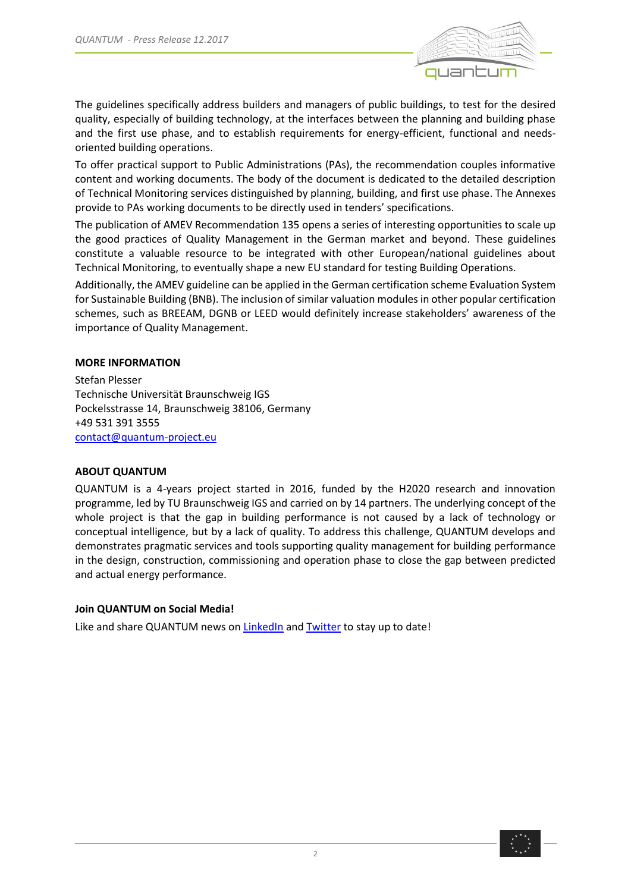The guidelines specifically address builders and managers of public buildings, to test for the desired quality, especially of building technology, at the interfaces between the planning and building phase and the first use phase, and to establish requirements for energy-efficient, functional and needs-oriented building operations.

To offer practical support to Public Administrations (PAs), the recommendation couples informative content and working documents. The body of the document is dedicated to the detailed description of Technical Monitoring services distinguished by planning, building, and first use phase. The Annexes provide to PAs working documents to be directly used in tenders' specifications.

The publication of AMEV Recommendation 135 opens a series of interesting opportunities to scale up the good practices of Quality Management in the German market and beyond. These guidelines constitute a valuable resource to be integrated with other European/national guidelines about Technical Monitoring, to eventually shape a new EU standard for testing Building Operations.

Additionally, the AMEV guideline can be applied in the German certification scheme Evaluation System for Sustainable Building (BNB). The inclusion of similar valuation modules in other popular certification schemes, such as BREEAM, DGNB or LEED would definitely increase stakeholders' awareness of the importance of Quality Management.

**MORE INFORMATION**

Stefan Plesser
Technische Universität Braunschweig IGS
Pockelsstrasse 14, Braunschweig 38106, Germany
+49 531 391 3555
contact@quantum-project.eu

**ABOUT QUANTUM**

QUANTUM is a 4-years project started in 2016, funded by the H2020 research and innovation programme, led by TU Braunschweig IGS and carried on by 14 partners. The underlying concept of the whole project is that the gap in building performance is not caused by a lack of technology or conceptual intelligence, but by a lack of quality. To address this challenge, QUANTUM develops and demonstrates pragmatic services and tools supporting quality management for building performance in the design, construction, commissioning and operation phase to close the gap between predicted and actual energy performance.

**Join QUANTUM on Social Media!**

Like and share QUANTUM news on LinkedIn and Twitter to stay up to date!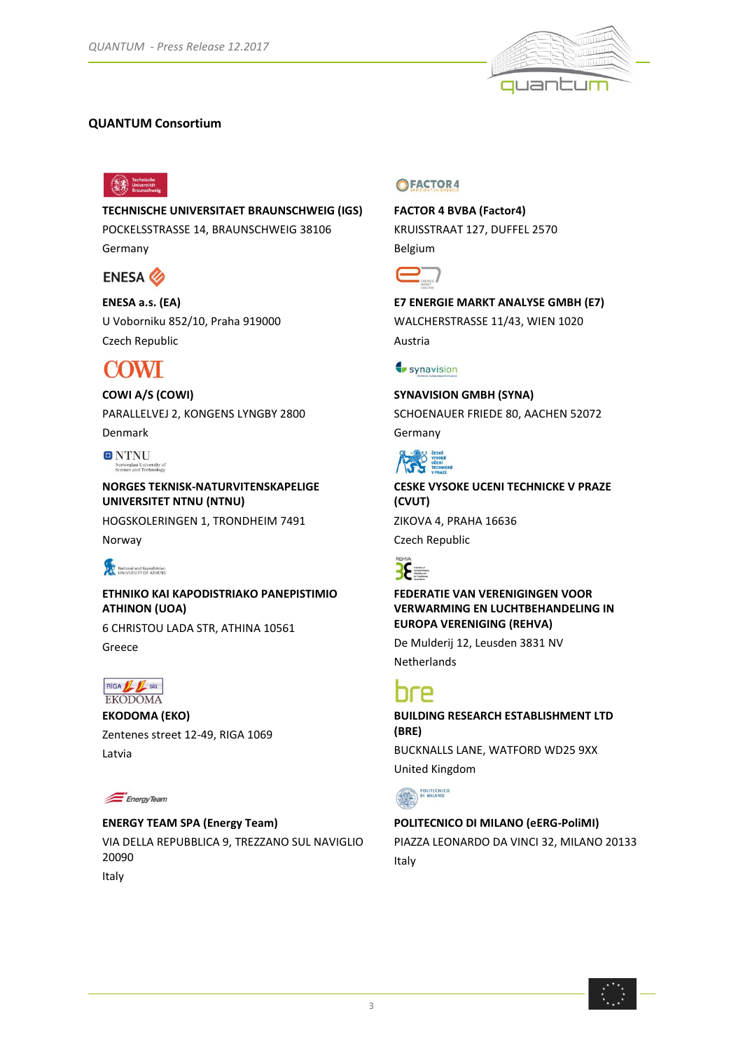**QUANTUM Consortium**

**TECHNISCHE UNIVERSITAET BRAUNSCHWEIG (IGS)**
POCKELSSTRASSE 14, BRAUNSCHWEIG 38106
Germany

**ENESA a.s. (EA)**
U Voborniku 852/10, Praha 919000
Czech Republic

**COWI A/S (COWI)**
PARALLELVEJ 2, KONGENS LYNGBY 2800
Denmark

**NORGES TEKNISK-NATURVITENSKAPELIGE UNIVERSITET NTNU (NTNU)**
HOGSKOLERINGEN 1, TRONDHEIM 7491
Norway

**ETHNIKO KAI KAPODISTRIAKO PANEPISTIMIO ATHINON (UOA)**
6 CHRISTOU LADA STR, ATHINA 10561
Greece

**EKODOMA (EKO)**
Zentenes street 12-49, RIGA 1069
Latvia

**ENERGY TEAM SPA (Energy Team)**
VIA DELLA REPUBBLICA 9, TREZZANO SUL NAVIGLIO 20090
Italy

**FACTOR 4 BVBA (Factor4)**
KRUISSTRAAT 127, DUFFEL 2570
Belgium

**E7 ENERGIE MARKT ANALYSE GMBH (E7)**
WALCHERSTRASSE 11/43, WIEN 1020
Austria

**SYNAVISION GMBH (SYNA)**
SCHOENAUER FRIEDE 80, AACHEN 52072
Germany

**CESKE VYSOKE UCENI TECHNICKE V PRAZE (CVUT)**
ZIKOVA 4, PRAHA 16636
Czech Republic

**FEDERATIE VAN VERENIGINGEN VOOR VERWARMING EN LUCHTBEHANDELING IN EUROPA VERENIGING (REHVA)**
De Mulderij 12, Leusden 3831 NV
Netherlands

**BUILDING RESEARCH ESTABLISHMENT LTD (BRE)**
BUCKNALLS LANE, WATFORD WD25 9XX
United Kingdom

**POLITECNICO DI MILANO (eERG-PoliMI)**
PIAZZA LEONARDO DA VINCI 32, MILANO 20133
Italy